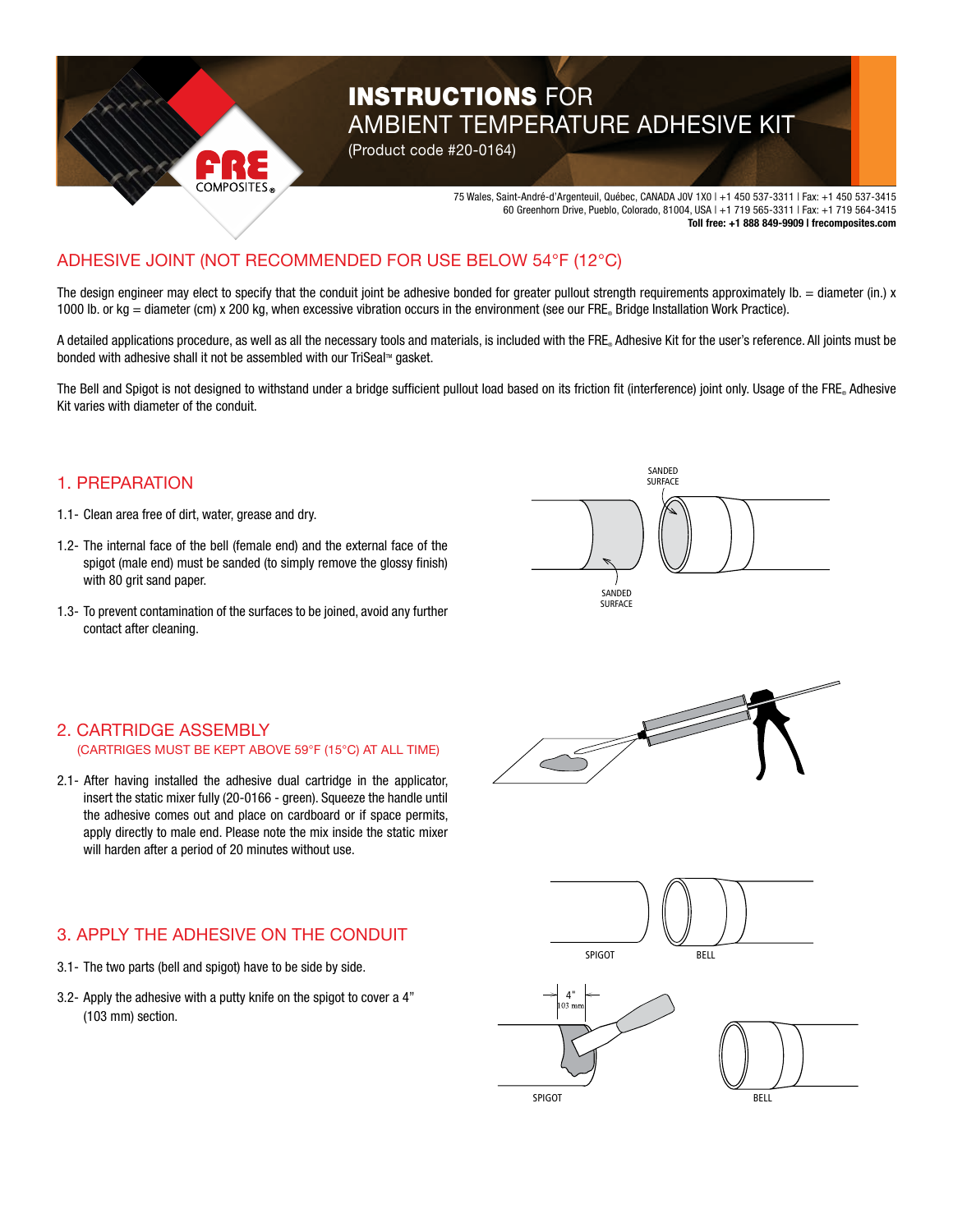# INSTRUCTIONS FOR AMBIENT TEMPERATURE ADHESIVE KIT

(Product code #20-0164)

75 Wales, Saint-André-d'Argenteuil, Québec, CANADA J0V 1X0 | +1 450 537-3311 | Fax: +1 450 537-3415
60 Greenhorn Drive, Pueblo, Colorado, 81004, USA | +1 719 565-3311 | Fax: +1 719 564-3415
**Toll free: +1 888 849-9909 | frecomposites.com**

## ADHESIVE JOINT (NOT RECOMMENDED FOR USE BELOW 54°F (12°C)

The design engineer may elect to specify that the conduit joint be adhesive bonded for greater pullout strength requirements approximately lb. = diameter (in.) x 1000 lb. or kg = diameter (cm) x 200 kg, when excessive vibration occurs in the environment (see our FRE® Bridge Installation Work Practice).

A detailed applications procedure, as well as all the necessary tools and materials, is included with the FRE® Adhesive Kit for the user's reference. All joints must be bonded with adhesive shall it not be assembled with our TriSeal™ gasket.

The Bell and Spigot is not designed to withstand under a bridge sufficient pullout load based on its friction fit (interference) joint only. Usage of the FRE® Adhesive Kit varies with diameter of the conduit.

## 1. PREPARATION

1.1- Clean area free of dirt, water, grease and dry.

1.2- The internal face of the bell (female end) and the external face of the spigot (male end) must be sanded (to simply remove the glossy finish) with 80 grit sand paper.

1.3- To prevent contamination of the surfaces to be joined, avoid any further contact after cleaning.

SANDED SURFACE

SANDED SURFACE

## 2. CARTRIDGE ASSEMBLY

(CARTRIDGES MUST BE KEPT ABOVE 59°F (15°C) AT ALL TIME)

2.1- After having installed the adhesive dual cartridge in the applicator, insert the static mixer fully (20-0166 - green). Squeeze the handle until the adhesive comes out and place on cardboard or if space permits, apply directly to male end. Please note the mix inside the static mixer will harden after a period of 20 minutes without use.

## 3. APPLY THE ADHESIVE ON THE CONDUIT

3.1- The two parts (bell and spigot) have to be side by side.

3.2- Apply the adhesive with a putty knife on the spigot to cover a 4" (103 mm) section.

SPIGOT BELL

4" 103 mm

SPIGOT BELL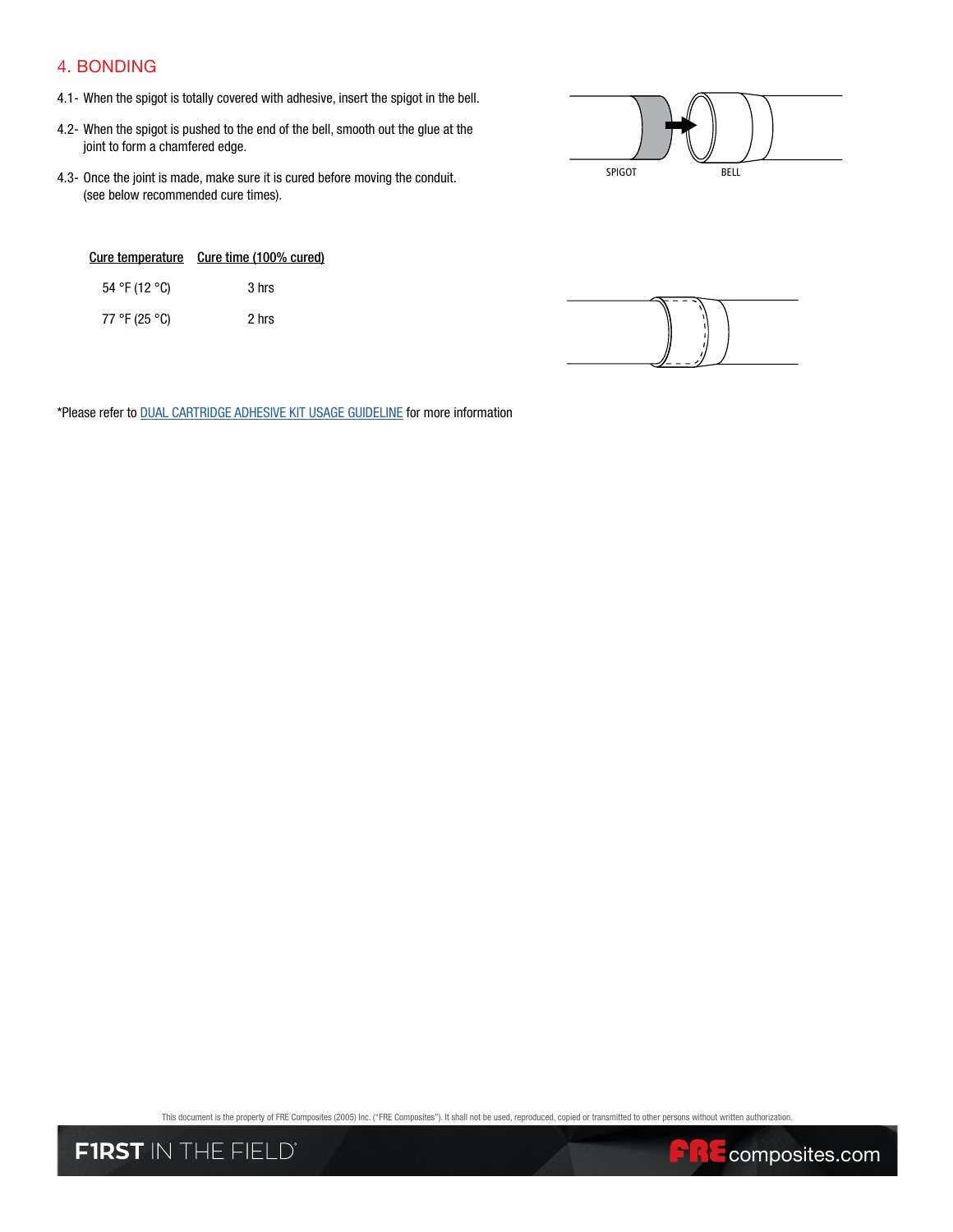## 4. BONDING

4.1- When the spigot is totally covered with adhesive, insert the spigot in the bell.

4.2- When the spigot is pushed to the end of the bell, smooth out the glue at the joint to form a chamfered edge.

4.3- Once the joint is made, make sure it is cured before moving the conduit. (see below recommended cure times).

SPIGOT

BELL

| Cure temperature | Cure time (100% cured) |
| --- | --- |
| 54 °F (12 °C) | 3 hrs |
| 77 °F (25 °C) | 2 hrs |

*Please refer to DUAL CARTRIDGE ADHESIVE KIT USAGE GUIDELINE for more information

This document is the property of FRE Composites (2005) Inc. ("FRE Composites"). It shall not be used, reproduced, copied or transmitted to other persons without written authorization.